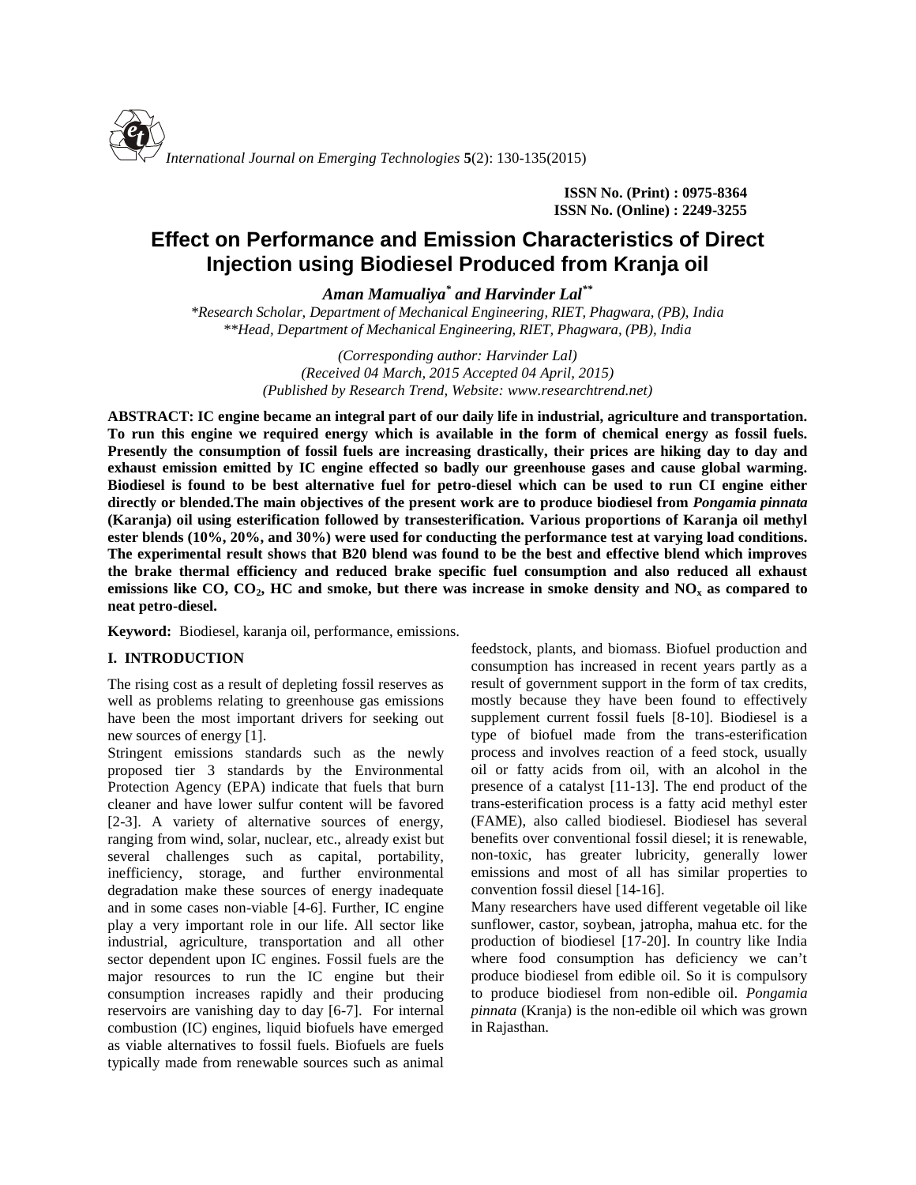ISSN No. (Print) : 0975-8364
ISSN No. (Online) : 2249-3255

# Effect on Performance and Emission Characteristics of Direct Injection using Biodiesel Produced from Kranja oil

***Aman Mamualiya[*] and Harvinder Lal[**]***

*\*Research Scholar, Department of Mechanical Engineering, RIET, Phagwara, (PB), India*
*\*\*Head, Department of Mechanical Engineering, RIET, Phagwara, (PB), India*

*(Corresponding author: Harvinder Lal)*
*(Received 04 March, 2015 Accepted 04 April, 2015)*
*(Published by Research Trend, Website: www.researchtrend.net)*

**ABSTRACT: IC engine became an integral part of our daily life in industrial, agriculture and transportation. To run this engine we required energy which is available in the form of chemical energy as fossil fuels. Presently the consumption of fossil fuels are increasing drastically, their prices are hiking day to day and exhaust emission emitted by IC engine effected so badly our greenhouse gases and cause global warming. Biodiesel is found to be best alternative fuel for petro-diesel which can be used to run CI engine either directly or blended.The main objectives of the present work are to produce biodiesel from *Pongamia pinnata* (Karanja) oil using esterification followed by transesterification. Various proportions of Karanja oil methyl ester blends (10%, 20%, and 30%) were used for conducting the performance test at varying load conditions. The experimental result shows that B20 blend was found to be the best and effective blend which improves the brake thermal efficiency and reduced brake specific fuel consumption and also reduced all exhaust emissions like CO, $CO_2$, HC and smoke, but there was increase in smoke density and $NO_x$ as compared to neat petro-diesel.**

**Keyword:** Biodiesel, karanja oil, performance, emissions.

## I. INTRODUCTION

The rising cost as a result of depleting fossil reserves as well as problems relating to greenhouse gas emissions have been the most important drivers for seeking out new sources of energy [1].

Stringent emissions standards such as the newly proposed tier 3 standards by the Environmental Protection Agency (EPA) indicate that fuels that burn cleaner and have lower sulfur content will be favored [2-3]. A variety of alternative sources of energy, ranging from wind, solar, nuclear, etc., already exist but several challenges such as capital, portability, inefficiency, storage, and further environmental degradation make these sources of energy inadequate and in some cases non-viable [4-6]. Further, IC engine play a very important role in our life. All sector like industrial, agriculture, transportation and all other sector dependent upon IC engines. Fossil fuels are the major resources to run the IC engine but their consumption increases rapidly and their producing reservoirs are vanishing day to day [6-7]. For internal combustion (IC) engines, liquid biofuels have emerged as viable alternatives to fossil fuels. Biofuels are fuels typically made from renewable sources such as animal feedstock, plants, and biomass. Biofuel production and consumption has increased in recent years partly as a result of government support in the form of tax credits, mostly because they have been found to effectively supplement current fossil fuels [8-10]. Biodiesel is a type of biofuel made from the trans-esterification process and involves reaction of a feed stock, usually oil or fatty acids from oil, with an alcohol in the presence of a catalyst [11-13]. The end product of the trans-esterification process is a fatty acid methyl ester (FAME), also called biodiesel. Biodiesel has several benefits over conventional fossil diesel; it is renewable, non-toxic, has greater lubricity, generally lower emissions and most of all has similar properties to convention fossil diesel [14-16].

Many researchers have used different vegetable oil like sunflower, castor, soybean, jatropha, mahua etc. for the production of biodiesel [17-20]. In country like India where food consumption has deficiency we can't produce biodiesel from edible oil. So it is compulsory to produce biodiesel from non-edible oil. *Pongamia pinnata* (Kranja) is the non-edible oil which was grown in Rajasthan.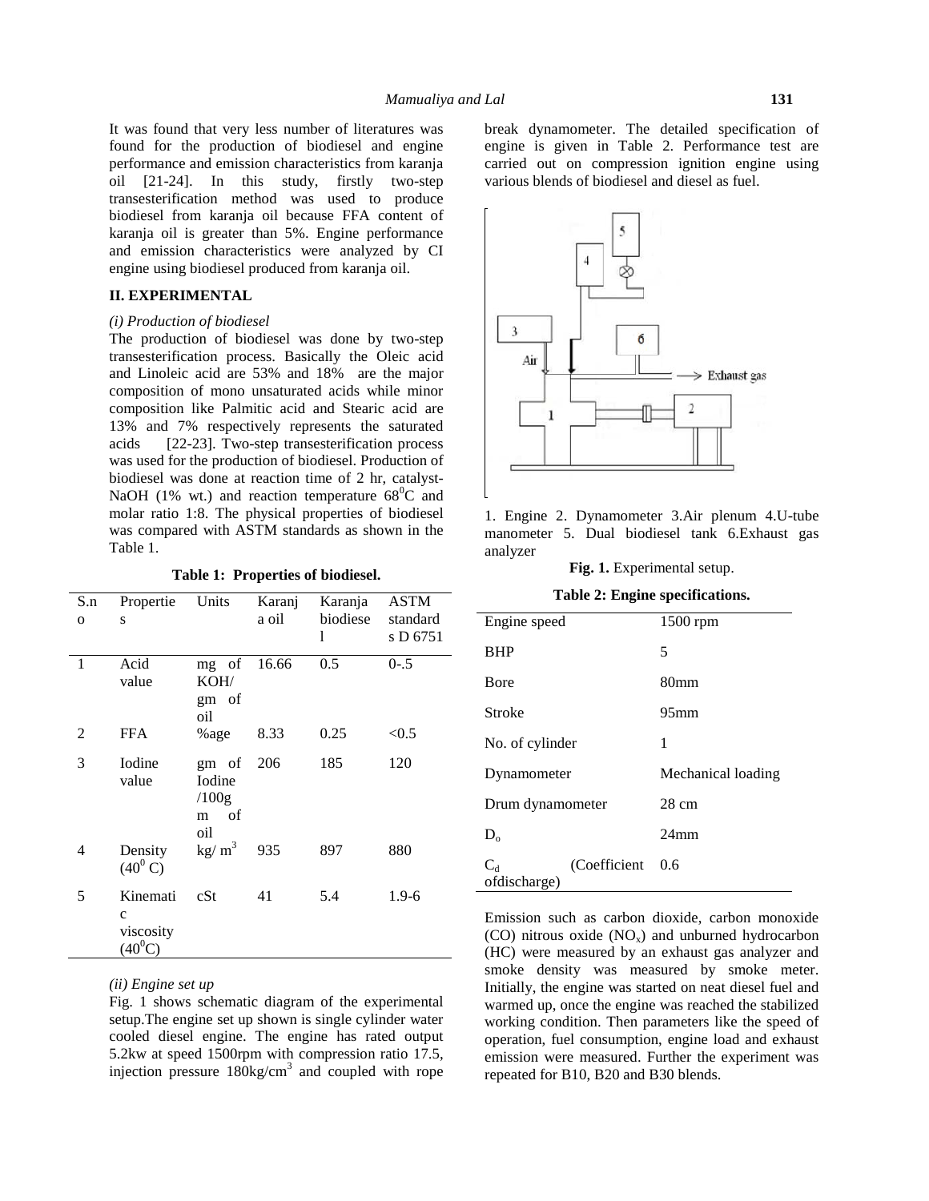It was found that very less number of literatures was found for the production of biodiesel and engine performance and emission characteristics from karanja oil [21-24]. In this study, firstly two-step transesterification method was used to produce biodiesel from karanja oil because FFA content of karanja oil is greater than 5%. Engine performance and emission characteristics were analyzed by CI engine using biodiesel produced from karanja oil.

## II. EXPERIMENTAL

*(i) Production of biodiesel*

The production of biodiesel was done by two-step transesterification process. Basically the Oleic acid and Linoleic acid are 53% and 18% are the major composition of mono unsaturated acids while minor composition like Palmitic acid and Stearic acid are 13% and 7% respectively represents the saturated acids [22-23]. Two-step transesterification process was used for the production of biodiesel. Production of biodiesel was done at reaction time of 2 hr, catalyst-NaOH (1% wt.) and reaction temperature $68^0$C and molar ratio 1:8. The physical properties of biodiesel was compared with ASTM standards as shown in the Table 1.

**Table 1: Properties of biodiesel.**

| S.no | Properties | Units | Karanja oil | Karanja biodiesel | ASTM standards D 6751 |
|---|---|---|---|---|---|
| 1 | Acid value | mg of KOH/ gm of oil | 16.66 | 0.5 | 0-.5 |
| 2 | FFA | %age | 8.33 | 0.25 | <0.5 |
| 3 | Iodine value | gm of Iodine /100gm of oil | 206 | 185 | 120 |
| 4 | Density ($40^0$ C) | kg/ $m^3$ | 935 | 897 | 880 |
| 5 | Kinematic viscosity ($40^0$C) | cSt | 41 | 5.4 | 1.9-6 |

*(ii) Engine set up*

Fig. 1 shows schematic diagram of the experimental setup.The engine set up shown is single cylinder water cooled diesel engine. The engine has rated output 5.2kw at speed 1500rpm with compression ratio 17.5, injection pressure 180kg/$cm^3$ and coupled with rope break dynamometer. The detailed specification of engine is given in Table 2. Performance test are carried out on compression ignition engine using various blends of biodiesel and diesel as fuel.

1. Engine 2. Dynamometer 3.Air plenum 4.U-tube manometer 5. Dual biodiesel tank 6.Exhaust gas analyzer

**Fig. 1.** Experimental setup.

**Table 2: Engine specifications.**

| | |
|---|---|
| Engine speed | 1500 rpm |
| BHP | 5 |
| Bore | 80mm |
| Stroke | 95mm |
| No. of cylinder | 1 |
| Dynamometer | Mechanical loading |
| Drum dynamometer | 28 cm |
| $D_o$ | 24mm |
| $C_d$ (Coefficient ofdischarge) | 0.6 |

Emission such as carbon dioxide, carbon monoxide (CO) nitrous oxide ($NO_x$) and unburned hydrocarbon (HC) were measured by an exhaust gas analyzer and smoke density was measured by smoke meter. Initially, the engine was started on neat diesel fuel and warmed up, once the engine was reached the stabilized working condition. Then parameters like the speed of operation, fuel consumption, engine load and exhaust emission were measured. Further the experiment was repeated for B10, B20 and B30 blends.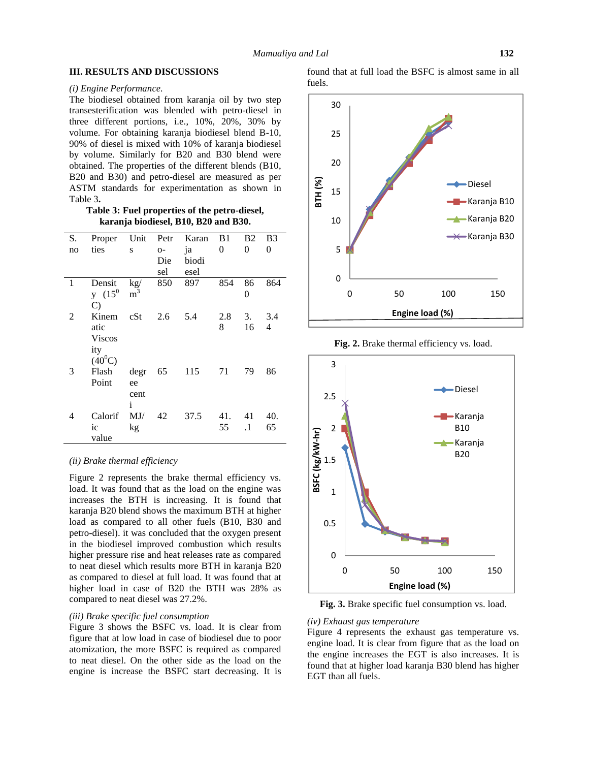## III. RESULTS AND DISCUSSIONS

*(i) Engine Performance.*

The biodiesel obtained from karanja oil by two step transesterification was blended with petro-diesel in three different portions, i.e., 10%, 20%, 30% by volume. For obtaining karanja biodiesel blend B-10, 90% of diesel is mixed with 10% of karanja biodiesel by volume. Similarly for B20 and B30 blend were obtained. The properties of the different blends (B10, B20 and B30) and petro-diesel are measured as per ASTM standards for experimentation as shown in Table 3**.**

**Table 3: Fuel properties of the petro-diesel, karanja biodiesel, B10, B20 and B30.**

| S. no | Properties | Units | Petro-Diesel | Karanja biodiesel | B10 | B20 | B30 |
|---|---|---|---|---|---|---|---|
| 1 | Density (15$^0$ C) | kg/ m$^3$ | 850 | 897 | 854 | 860 | 864 |
| 2 | Kinematic Viscosity (40$^0$C) | cSt | 2.6 | 5.4 | 2.88 | 3.16 | 3.44 |
| 3 | Flash Point | degree centi | 65 | 115 | 71 | 79 | 86 |
| 4 | Calorific value | MJ/ kg | 42 | 37.5 | 41.55 | 41.1 | 40.65 |

*(ii) Brake thermal efficiency*

Figure 2 represents the brake thermal efficiency vs. load. It was found that as the load on the engine was increases the BTH is increasing. It is found that karanja B20 blend shows the maximum BTH at higher load as compared to all other fuels (B10, B30 and petro-diesel). it was concluded that the oxygen present in the biodiesel improved combustion which results higher pressure rise and heat releases rate as compared to neat diesel which results more BTH in karanja B20 as compared to diesel at full load. It was found that at higher load in case of B20 the BTH was 28% as compared to neat diesel was 27.2%.

*(iii) Brake specific fuel consumption*

Figure 3 shows the BSFC vs. load. It is clear from figure that at low load in case of biodiesel due to poor atomization, the more BSFC is required as compared to neat diesel. On the other side as the load on the engine is increase the BSFC start decreasing. It is found that at full load the BSFC is almost same in all fuels.

**Fig. 2.** Brake thermal efficiency vs. load.

**Fig. 3.** Brake specific fuel consumption vs. load.

*(iv) Exhaust gas temperature*

Figure 4 represents the exhaust gas temperature vs. engine load. It is clear from figure that as the load on the engine increases the EGT is also increases. It is found that at higher load karanja B30 blend has higher EGT than all fuels.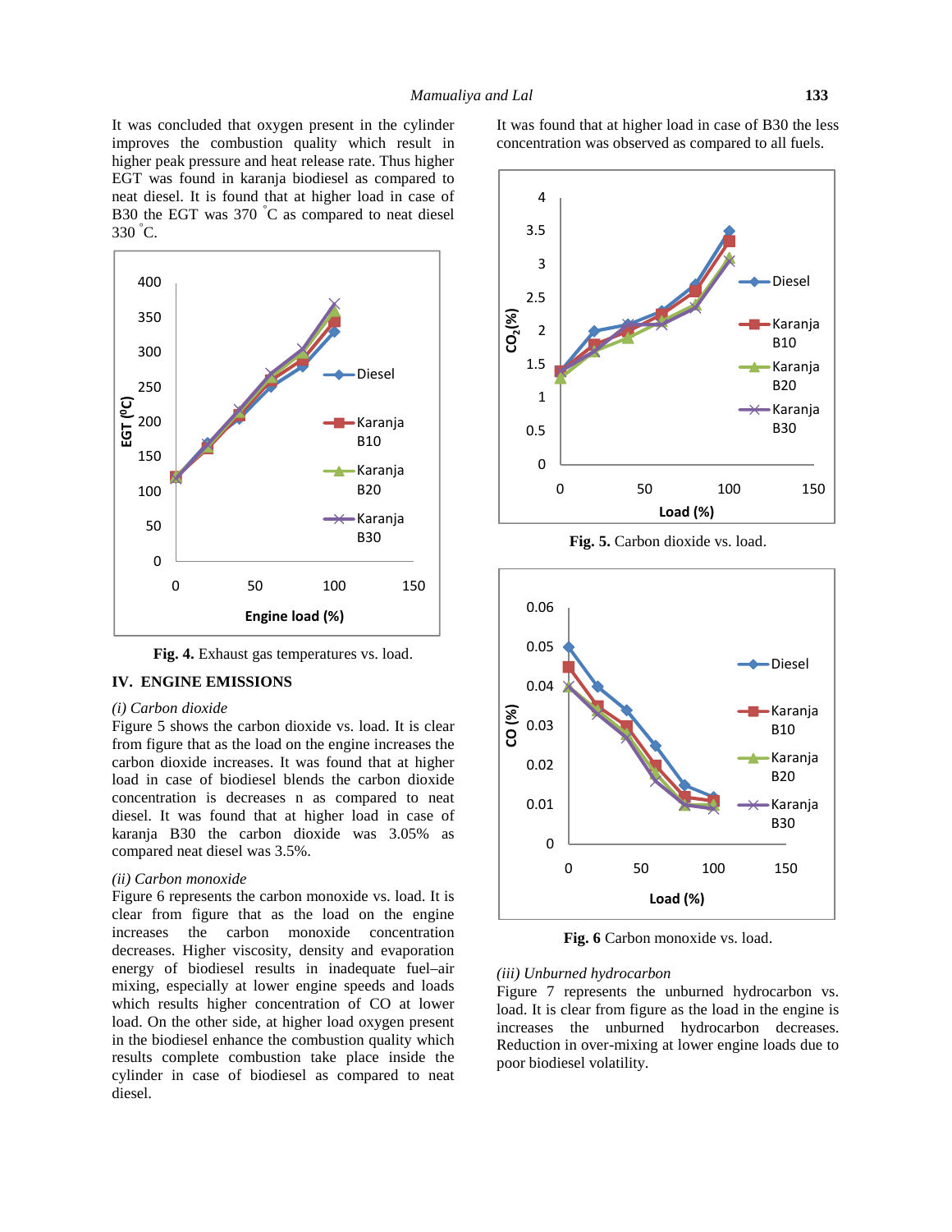It was concluded that oxygen present in the cylinder improves the combustion quality which result in higher peak pressure and heat release rate. Thus higher EGT was found in karanja biodiesel as compared to neat diesel. It is found that at higher load in case of B30 the EGT was 370 °C as compared to neat diesel 330 °C.

**Fig. 4.** Exhaust gas temperatures vs. load.

## IV. ENGINE EMISSIONS

*(i) Carbon dioxide*

Figure 5 shows the carbon dioxide vs. load. It is clear from figure that as the load on the engine increases the carbon dioxide increases. It was found that at higher load in case of biodiesel blends the carbon dioxide concentration is decreases n as compared to neat diesel. It was found that at higher load in case of karanja B30 the carbon dioxide was 3.05% as compared neat diesel was 3.5%.

*(ii) Carbon monoxide*

Figure 6 represents the carbon monoxide vs. load. It is clear from figure that as the load on the engine increases the carbon monoxide concentration decreases. Higher viscosity, density and evaporation energy of biodiesel results in inadequate fuel–air mixing, especially at lower engine speeds and loads which results higher concentration of CO at lower load. On the other side, at higher load oxygen present in the biodiesel enhance the combustion quality which results complete combustion take place inside the cylinder in case of biodiesel as compared to neat diesel.

It was found that at higher load in case of B30 the less concentration was observed as compared to all fuels.

**Fig. 5.** Carbon dioxide vs. load.

**Fig. 6** Carbon monoxide vs. load.

*(iii) Unburned hydrocarbon*

Figure 7 represents the unburned hydrocarbon vs. load. It is clear from figure as the load in the engine is increases the unburned hydrocarbon decreases. Reduction in over-mixing at lower engine loads due to poor biodiesel volatility.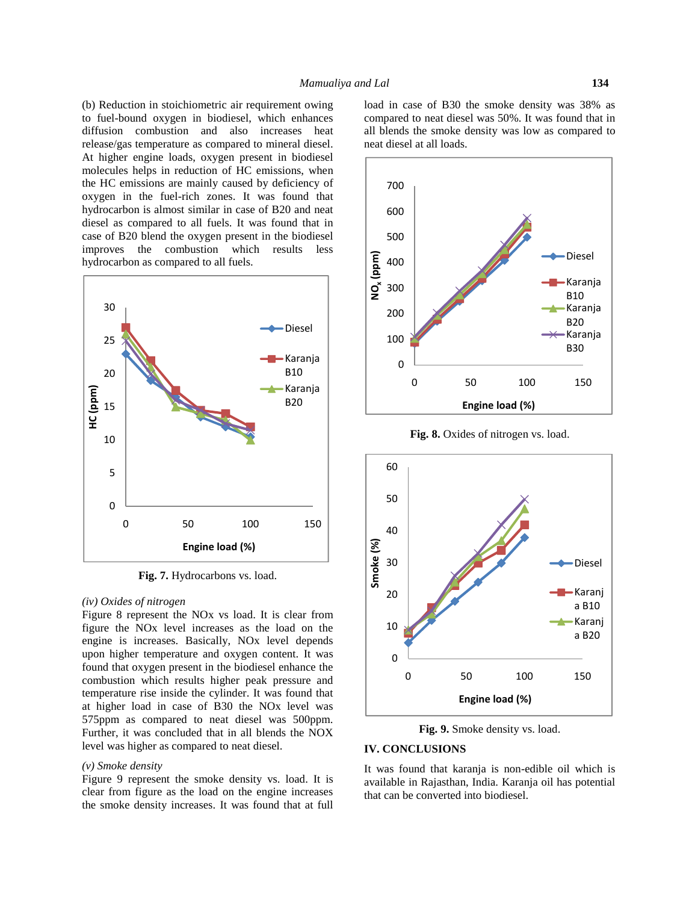(b) Reduction in stoichiometric air requirement owing to fuel-bound oxygen in biodiesel, which enhances diffusion combustion and also increases heat release/gas temperature as compared to mineral diesel. At higher engine loads, oxygen present in biodiesel molecules helps in reduction of HC emissions, when the HC emissions are mainly caused by deficiency of oxygen in the fuel-rich zones. It was found that hydrocarbon is almost similar in case of B20 and neat diesel as compared to all fuels. It was found that in case of B20 blend the oxygen present in the biodiesel improves the combustion which results less hydrocarbon as compared to all fuels.

**Fig. 7.** Hydrocarbons vs. load.

*(iv) Oxides of nitrogen*

Figure 8 represent the NOx vs load. It is clear from figure the NOx level increases as the load on the engine is increases. Basically, NOx level depends upon higher temperature and oxygen content. It was found that oxygen present in the biodiesel enhance the combustion which results higher peak pressure and temperature rise inside the cylinder. It was found that at higher load in case of B30 the NOx level was 575ppm as compared to neat diesel was 500ppm. Further, it was concluded that in all blends the NOX level was higher as compared to neat diesel.

*(v) Smoke density*

Figure 9 represent the smoke density vs. load. It is clear from figure as the load on the engine increases the smoke density increases. It was found that at full load in case of B30 the smoke density was 38% as compared to neat diesel was 50%. It was found that in all blends the smoke density was low as compared to neat diesel at all loads.

**Fig. 8.** Oxides of nitrogen vs. load.

**Fig. 9.** Smoke density vs. load.

## IV. CONCLUSIONS

It was found that karanja is non-edible oil which is available in Rajasthan, India. Karanja oil has potential that can be converted into biodiesel.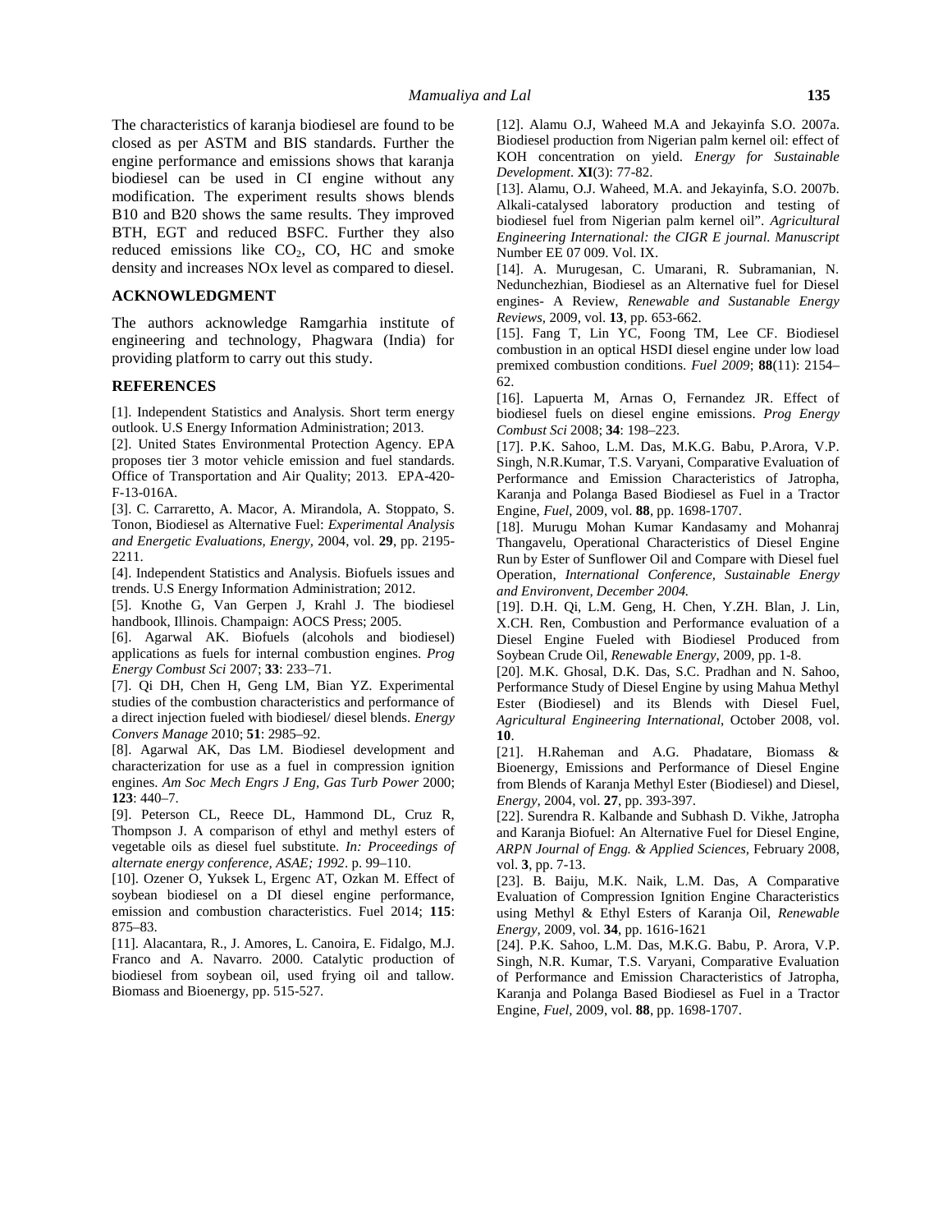The characteristics of karanja biodiesel are found to be closed as per ASTM and BIS standards. Further the engine performance and emissions shows that karanja biodiesel can be used in CI engine without any modification. The experiment results shows blends B10 and B20 shows the same results. They improved BTH, EGT and reduced BSFC. Further they also reduced emissions like $CO_2$, CO, HC and smoke density and increases NOx level as compared to diesel.

## ACKNOWLEDGMENT

The authors acknowledge Ramgarhia institute of engineering and technology, Phagwara (India) for providing platform to carry out this study.

## REFERENCES

[1]. Independent Statistics and Analysis. Short term energy outlook. U.S Energy Information Administration; 2013.

[2]. United States Environmental Protection Agency. EPA proposes tier 3 motor vehicle emission and fuel standards. Office of Transportation and Air Quality; 2013. EPA-420-F-13-016A.

[3]. C. Carraretto, A. Macor, A. Mirandola, A. Stoppato, S. Tonon, Biodiesel as Alternative Fuel: *Experimental Analysis and Energetic Evaluations, Energy*, 2004, vol. **29**, pp. 2195-2211.

[4]. Independent Statistics and Analysis. Biofuels issues and trends. U.S Energy Information Administration; 2012.

[5]. Knothe G, Van Gerpen J, Krahl J. The biodiesel handbook, Illinois. Champaign: AOCS Press; 2005.

[6]. Agarwal AK. Biofuels (alcohols and biodiesel) applications as fuels for internal combustion engines. *Prog Energy Combust Sci* 2007; **33**: 233–71.

[7]. Qi DH, Chen H, Geng LM, Bian YZ. Experimental studies of the combustion characteristics and performance of a direct injection fueled with biodiesel/ diesel blends. *Energy Convers Manage* 2010; **51**: 2985–92.

[8]. Agarwal AK, Das LM. Biodiesel development and characterization for use as a fuel in compression ignition engines. *Am Soc Mech Engrs J Eng, Gas Turb Power* 2000; **123**: 440–7.

[9]. Peterson CL, Reece DL, Hammond DL, Cruz R, Thompson J. A comparison of ethyl and methyl esters of vegetable oils as diesel fuel substitute. *In: Proceedings of alternate energy conference, ASAE; 1992*. p. 99–110.

[10]. Ozener O, Yuksek L, Ergenc AT, Ozkan M. Effect of soybean biodiesel on a DI diesel engine performance, emission and combustion characteristics. Fuel 2014; **115**: 875–83.

[11]. Alacantara, R., J. Amores, L. Canoira, E. Fidalgo, M.J. Franco and A. Navarro. 2000. Catalytic production of biodiesel from soybean oil, used frying oil and tallow. Biomass and Bioenergy, pp. 515-527.

[12]. Alamu O.J, Waheed M.A and Jekayinfa S.O. 2007a. Biodiesel production from Nigerian palm kernel oil: effect of KOH concentration on yield. *Energy for Sustainable Development*. **XI**(3): 77-82.

[13]. Alamu, O.J. Waheed, M.A. and Jekayinfa, S.O. 2007b. Alkali-catalysed laboratory production and testing of biodiesel fuel from Nigerian palm kernel oil". *Agricultural Engineering International: the CIGR E journal. Manuscript* Number EE 07 009. Vol. IX.

[14]. A. Murugesan, C. Umarani, R. Subramanian, N. Nedunchezhian, Biodiesel as an Alternative fuel for Diesel engines- A Review, *Renewable and Sustanable Energy Reviews*, 2009, vol. **13**, pp. 653-662.

[15]. Fang T, Lin YC, Foong TM, Lee CF. Biodiesel combustion in an optical HSDI diesel engine under low load premixed combustion conditions. *Fuel 2009*; **88**(11): 2154–62.

[16]. Lapuerta M, Arnas O, Fernandez JR. Effect of biodiesel fuels on diesel engine emissions. *Prog Energy Combust Sci* 2008; **34**: 198–223.

[17]. P.K. Sahoo, L.M. Das, M.K.G. Babu, P.Arora, V.P. Singh, N.R.Kumar, T.S. Varyani, Comparative Evaluation of Performance and Emission Characteristics of Jatropha, Karanja and Polanga Based Biodiesel as Fuel in a Tractor Engine, *Fuel*, 2009, vol. **88**, pp. 1698-1707.

[18]. Murugu Mohan Kumar Kandasamy and Mohanraj Thangavelu, Operational Characteristics of Diesel Engine Run by Ester of Sunflower Oil and Compare with Diesel fuel Operation, *International Conference, Sustainable Energy and Environvent, December 2004.*

[19]. D.H. Qi, L.M. Geng, H. Chen, Y.ZH. Blan, J. Lin, X.CH. Ren, Combustion and Performance evaluation of a Diesel Engine Fueled with Biodiesel Produced from Soybean Crude Oil, *Renewable Energy*, 2009, pp. 1-8.

[20]. M.K. Ghosal, D.K. Das, S.C. Pradhan and N. Sahoo, Performance Study of Diesel Engine by using Mahua Methyl Ester (Biodiesel) and its Blends with Diesel Fuel, *Agricultural Engineering International*, October 2008, vol. **10**.

[21]. H.Raheman and A.G. Phadatare, Biomass & Bioenergy, Emissions and Performance of Diesel Engine from Blends of Karanja Methyl Ester (Biodiesel) and Diesel, *Energy*, 2004, vol. **27**, pp. 393-397.

[22]. Surendra R. Kalbande and Subhash D. Vikhe, Jatropha and Karanja Biofuel: An Alternative Fuel for Diesel Engine, *ARPN Journal of Engg. & Applied Sciences*, February 2008, vol. **3**, pp. 7-13.

[23]. B. Baiju, M.K. Naik, L.M. Das, A Comparative Evaluation of Compression Ignition Engine Characteristics using Methyl & Ethyl Esters of Karanja Oil, *Renewable Energy*, 2009, vol. **34**, pp. 1616-1621

[24]. P.K. Sahoo, L.M. Das, M.K.G. Babu, P. Arora, V.P. Singh, N.R. Kumar, T.S. Varyani, Comparative Evaluation of Performance and Emission Characteristics of Jatropha, Karanja and Polanga Based Biodiesel as Fuel in a Tractor Engine, *Fuel*, 2009, vol. **88**, pp. 1698-1707.